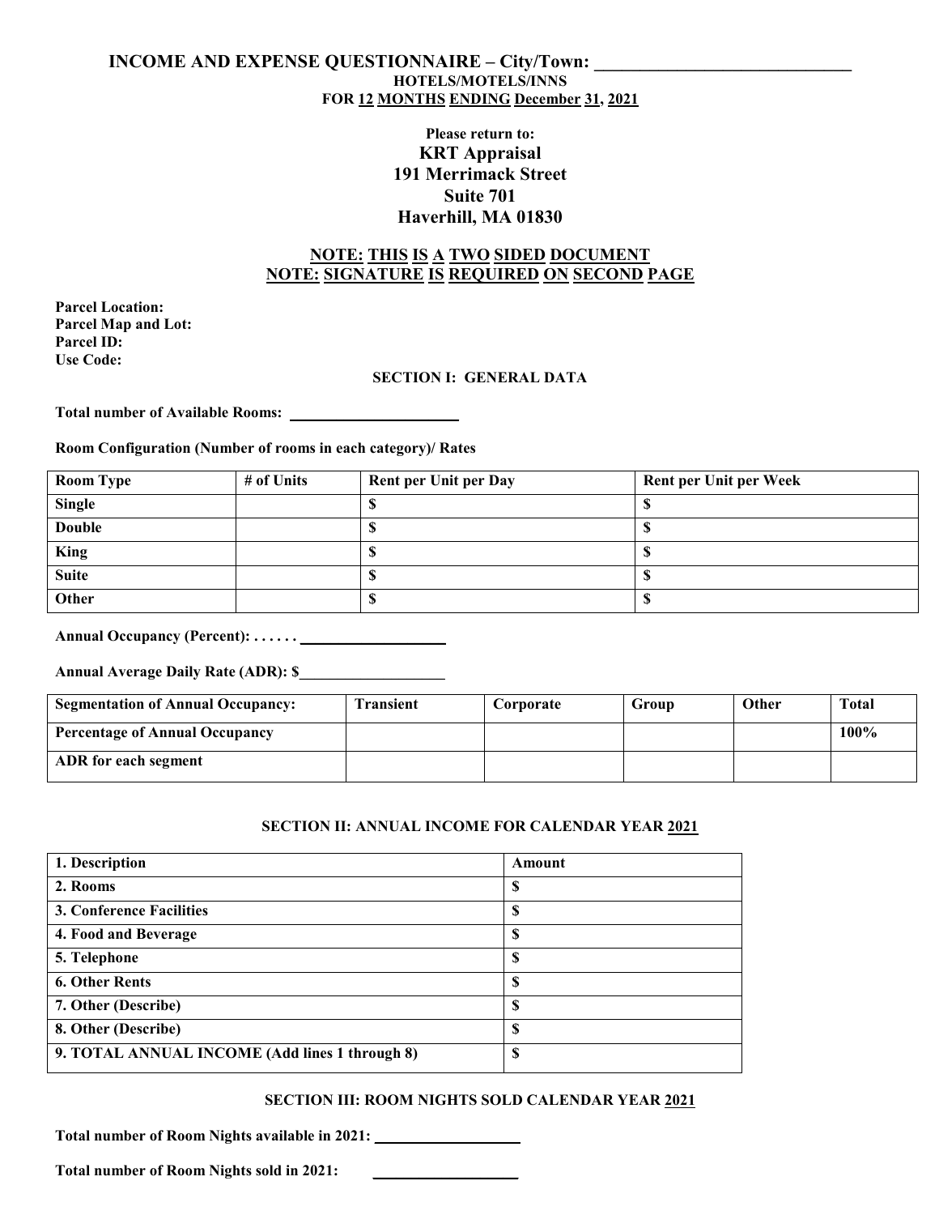# INCOME AND EXPENSE QUESTIONNAIRE – City/Town: ____________________________

**HOTELS/MOTELS/INNS**

**FOR 12 MONTHS ENDING December 31, 2021**

**Please return to:**

**KRT Appraisal**
**191 Merrimack Street**
**Suite 701**
**Haverhill, MA 01830**

**NOTE: THIS IS A TWO SIDED DOCUMENT**
**NOTE: SIGNATURE IS REQUIRED ON SECOND PAGE**

**Parcel Location:**
**Parcel Map and Lot:**
**Parcel ID:**
**Use Code:**

## SECTION I: GENERAL DATA

**Total number of Available Rooms:** ____________________

**Room Configuration (Number of rooms in each category)/ Rates**

| Room Type | # of Units | Rent per Unit per Day | Rent per Unit per Week |
|---|---|---|---|
| Single | | $ | $ |
| Double | | $ | $ |
| King | | $ | $ |
| Suite | | $ | $ |
| Other | | $ | $ |

**Annual Occupancy (Percent): . . . . . .** ____________________

**Annual Average Daily Rate (ADR): $**____________________

| Segmentation of Annual Occupancy: | Transient | Corporate | Group | Other | Total |
|---|---|---|---|---|---|
| Percentage of Annual Occupancy | | | | | 100% |
| ADR for each segment | | | | | |

## SECTION II: ANNUAL INCOME FOR CALENDAR YEAR 2021

| 1. Description | Amount |
|---|---|
| 2. Rooms | $ |
| 3. Conference Facilities | $ |
| 4. Food and Beverage | $ |
| 5. Telephone | $ |
| 6. Other Rents | $ |
| 7. Other (Describe) | $ |
| 8. Other (Describe) | $ |
| 9. TOTAL ANNUAL INCOME (Add lines 1 through 8) | $ |

## SECTION III: ROOM NIGHTS SOLD CALENDAR YEAR 2021

**Total number of Room Nights available in 2021:** ____________________

**Total number of Room Nights sold in 2021:** ____________________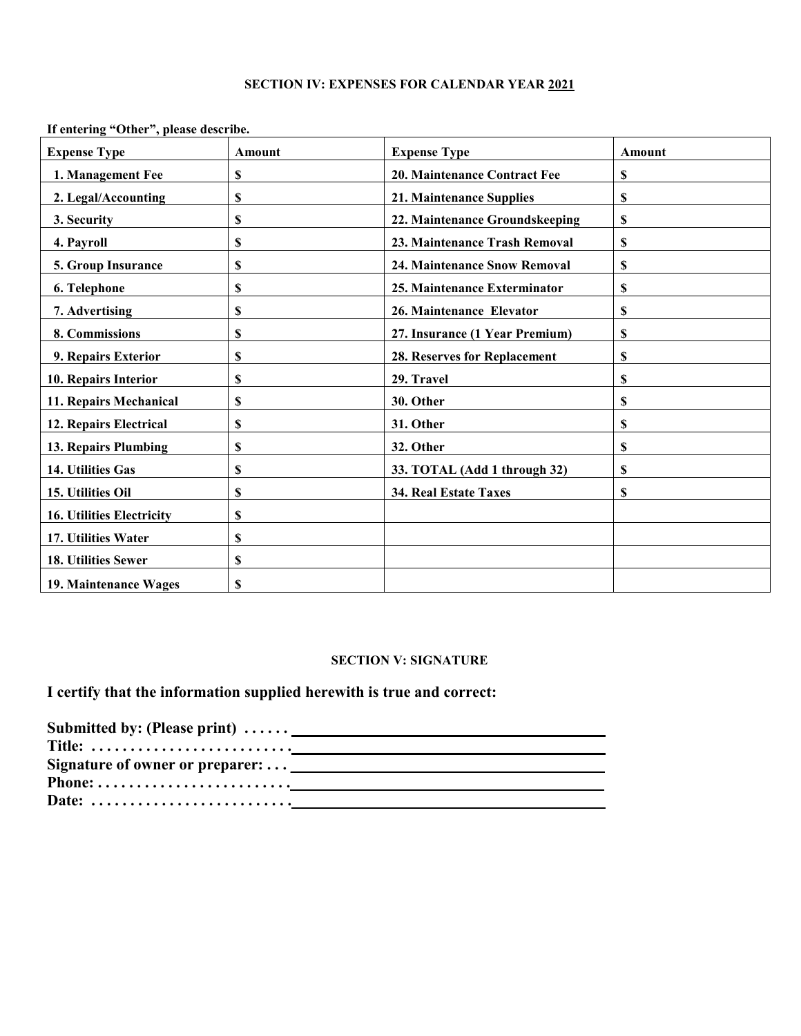### SECTION IV: EXPENSES FOR CALENDAR YEAR 2021

**If entering "Other", please describe.**

| Expense Type | Amount | Expense Type | Amount |
|---|---|---|---|
| 1. Management Fee | $ | 20. Maintenance Contract Fee | $ |
| 2. Legal/Accounting | $ | 21. Maintenance Supplies | $ |
| 3. Security | $ | 22. Maintenance Groundskeeping | $ |
| 4. Payroll | $ | 23. Maintenance Trash Removal | $ |
| 5. Group Insurance | $ | 24. Maintenance Snow Removal | $ |
| 6. Telephone | $ | 25. Maintenance Exterminator | $ |
| 7. Advertising | $ | 26. Maintenance Elevator | $ |
| 8. Commissions | $ | 27. Insurance (1 Year Premium) | $ |
| 9. Repairs Exterior | $ | 28. Reserves for Replacement | $ |
| 10. Repairs Interior | $ | 29. Travel | $ |
| 11. Repairs Mechanical | $ | 30. Other | $ |
| 12. Repairs Electrical | $ | 31. Other | $ |
| 13. Repairs Plumbing | $ | 32. Other | $ |
| 14. Utilities Gas | $ | 33. TOTAL (Add 1 through 32) | $ |
| 15. Utilities Oil | $ | 34. Real Estate Taxes | $ |
| 16. Utilities Electricity | $ | | |
| 17. Utilities Water | $ | | |
| 18. Utilities Sewer | $ | | |
| 19. Maintenance Wages | $ | | |

### SECTION V: SIGNATURE

**I certify that the information supplied herewith is true and correct:**

**Submitted by: (Please print) . . . . . .** ________________________________________
**Title: . . . . . . . . . . . . . . . . . . . . . . . . .** ________________________________________
**Signature of owner or preparer: . . .** ________________________________________
**Phone: . . . . . . . . . . . . . . . . . . . . . . . .** ________________________________________
**Date: . . . . . . . . . . . . . . . . . . . . . . . . .** ________________________________________